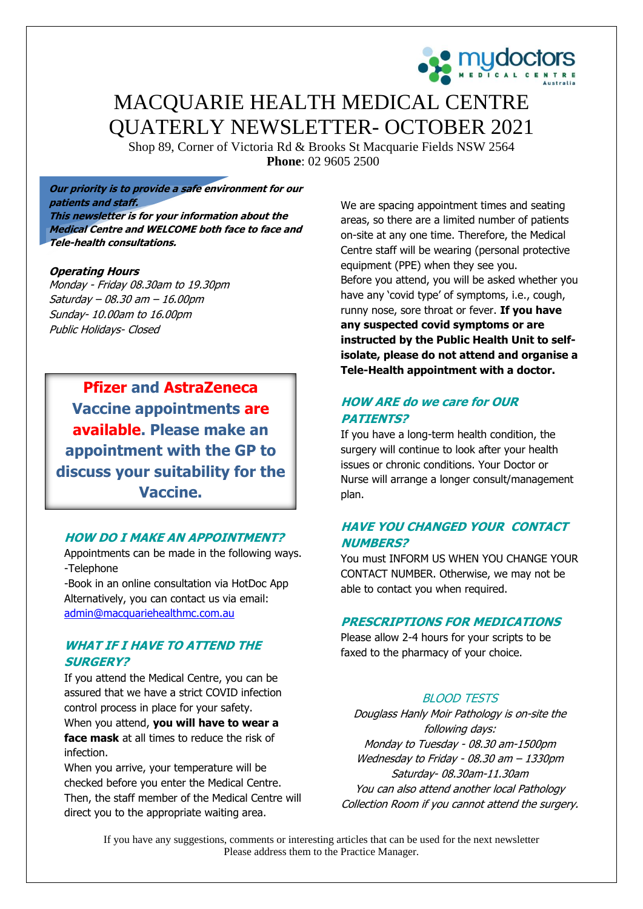# MACQUARIE HEALTH MEDICAL CENTRE QUATERLY NEWSLETTER- OCTOBER 2021

Shop 89, Corner of Victoria Rd & Brooks St Macquarie Fields NSW 2564
**Phone**: 02 9605 2500

***Our priority is to provide a safe environment for our patients and staff.***
***This newsletter is for your information about the Medical Centre and WELCOME both face to face and Tele-health consultations.***

***Operating Hours***
*Monday - Friday 08.30am to 19.30pm*
*Saturday – 08.30 am – 16.00pm*
*Sunday- 10.00am to 16.00pm*
*Public Holidays- Closed*

**Pfizer and AstraZeneca Vaccine appointments are available. Please make an appointment with the GP to discuss your suitability for the Vaccine.**

## *HOW DO I MAKE AN APPOINTMENT?*

Appointments can be made in the following ways.
-Telephone
-Book in an online consultation via HotDoc App
Alternatively, you can contact us via email: admin@macquariehealthmc.com.au

## *WHAT IF I HAVE TO ATTEND THE SURGERY?*

If you attend the Medical Centre, you can be assured that we have a strict COVID infection control process in place for your safety.
When you attend, **you will have to wear a face mask** at all times to reduce the risk of infection.
When you arrive, your temperature will be checked before you enter the Medical Centre. Then, the staff member of the Medical Centre will direct you to the appropriate waiting area.

We are spacing appointment times and seating areas, so there are a limited number of patients on-site at any one time. Therefore, the Medical Centre staff will be wearing (personal protective equipment (PPE) when they see you.
Before you attend, you will be asked whether you have any 'covid type' of symptoms, i.e., cough, runny nose, sore throat or fever. **If you have any suspected covid symptoms or are instructed by the Public Health Unit to self-isolate, please do not attend and organise a Tele-Health appointment with a doctor.**

## *HOW ARE do we care for OUR PATIENTS?*

If you have a long-term health condition, the surgery will continue to look after your health issues or chronic conditions. Your Doctor or Nurse will arrange a longer consult/management plan.

## *HAVE YOU CHANGED YOUR CONTACT NUMBERS?*

You must INFORM US WHEN YOU CHANGE YOUR CONTACT NUMBER. Otherwise, we may not be able to contact you when required.

## *PRESCRIPTIONS FOR MEDICATIONS*

Please allow 2-4 hours for your scripts to be faxed to the pharmacy of your choice.

## *BLOOD TESTS*

*Douglass Hanly Moir Pathology is on-site the following days:*
*Monday to Tuesday - 08.30 am-1500pm*
*Wednesday to Friday - 08.30 am – 1330pm*
*Saturday- 08.30am-11.30am*
*You can also attend another local Pathology Collection Room if you cannot attend the surgery.*

If you have any suggestions, comments or interesting articles that can be used for the next newsletter Please address them to the Practice Manager.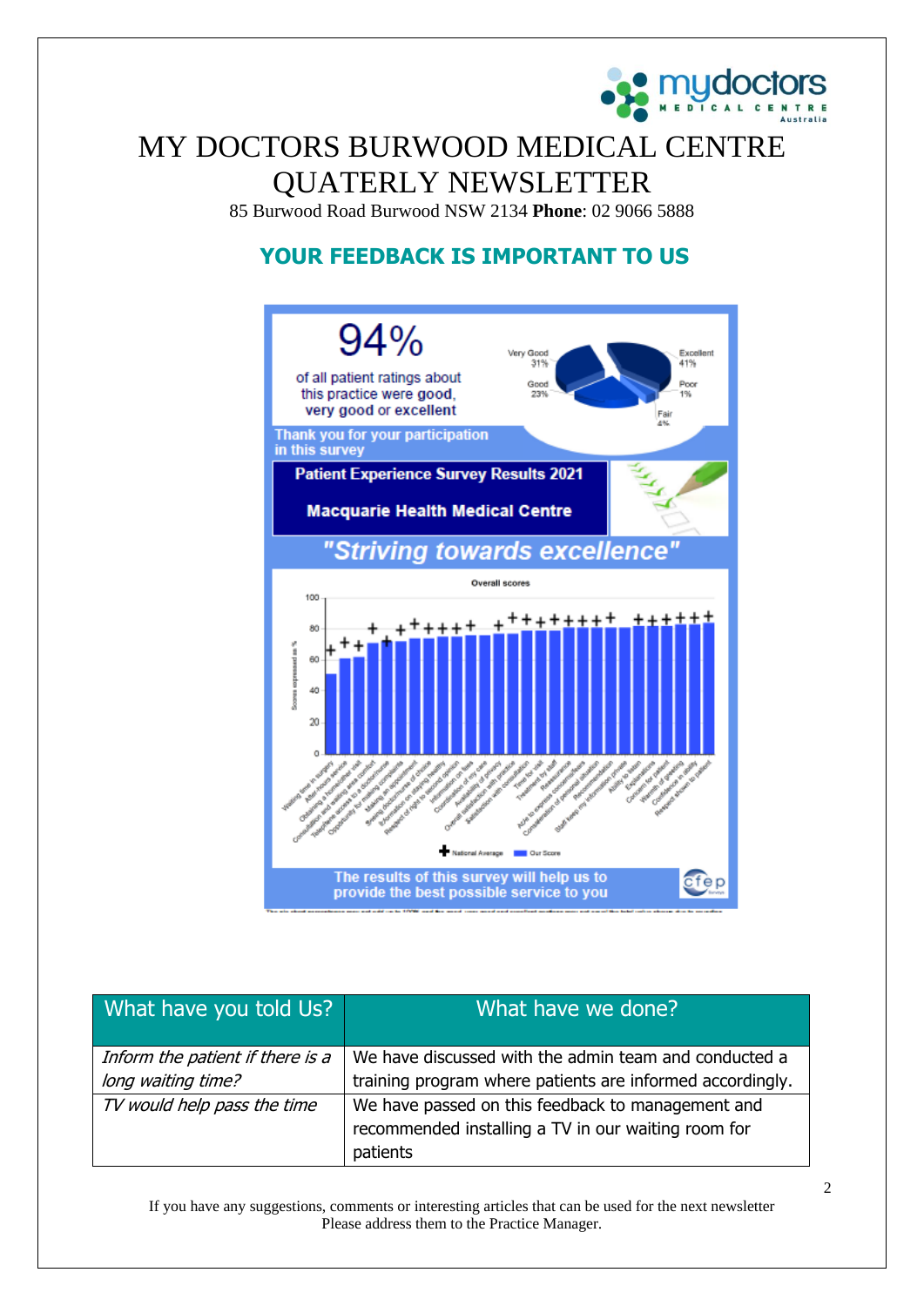# MY DOCTORS BURWOOD MEDICAL CENTRE QUATERLY NEWSLETTER

85 Burwood Road Burwood NSW 2134 **Phone**: 02 9066 5888

## YOUR FEEDBACK IS IMPORTANT TO US

94%

of all patient ratings about this practice were good, very good or excellent

Very Good 31%
Good 23%
Excellent 41%
Poor 1%
Fair 4%

Thank you for your participation in this survey

**Patient Experience Survey Results 2021**

**Macquarie Health Medical Centre**

*"Striving towards excellence"*

Overall scores

100
80
60
40
20
0

Scores expressed as %

Waiting time in surgery
After hours service
Obtaining a home/other visit
Consultation and waiting area comfort
Telephone access to a doctor/nurse
Opportunity for making complaints
Making an appointment
Seeing doctor/nurse of choice
Information on staying healthy
Respect of right to second opinion
Information on fees
Coordination of my care
Availability of privacy
Overall satisfaction with practice
Satisfaction with consultation
Time for visit
Treatment by staff
Reassurance
Able to express concerns/fears
Consideration of personal situation
Recommendation
Staff keep my information private
Ability to listen
Explanations
Concern for patient
Warmth of greeting
Confidence in ability
Respect shown to patient

National Average
Our Score

The results of this survey will help us to provide the best possible service to you

cfep

| What have you told Us? | What have we done? |
|---|---|
| *Inform the patient if there is a long waiting time?* | We have discussed with the admin team and conducted a training program where patients are informed accordingly. |
| *TV would help pass the time* | We have passed on this feedback to management and recommended installing a TV in our waiting room for patients |

If you have any suggestions, comments or interesting articles that can be used for the next newsletter Please address them to the Practice Manager.